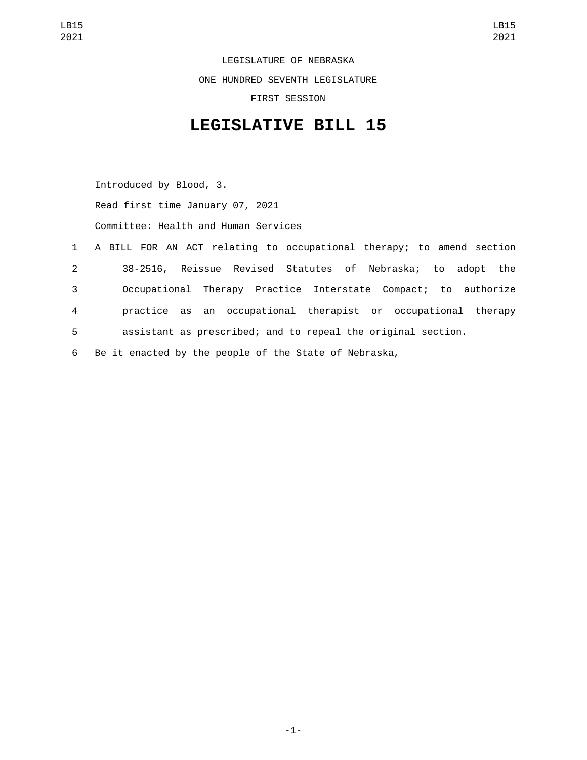LEGISLATURE OF NEBRASKA

ONE HUNDRED SEVENTH LEGISLATURE

FIRST SESSION

# LEGISLATIVE BILL 15

Introduced by Blood, 3.

Read first time January 07, 2021

Committee: Health and Human Services

1 A BILL FOR AN ACT relating to occupational therapy; to amend section
2 38-2516, Reissue Revised Statutes of Nebraska; to adopt the
3 Occupational Therapy Practice Interstate Compact; to authorize
4 practice as an occupational therapist or occupational therapy
5 assistant as prescribed; and to repeal the original section.
6 Be it enacted by the people of the State of Nebraska,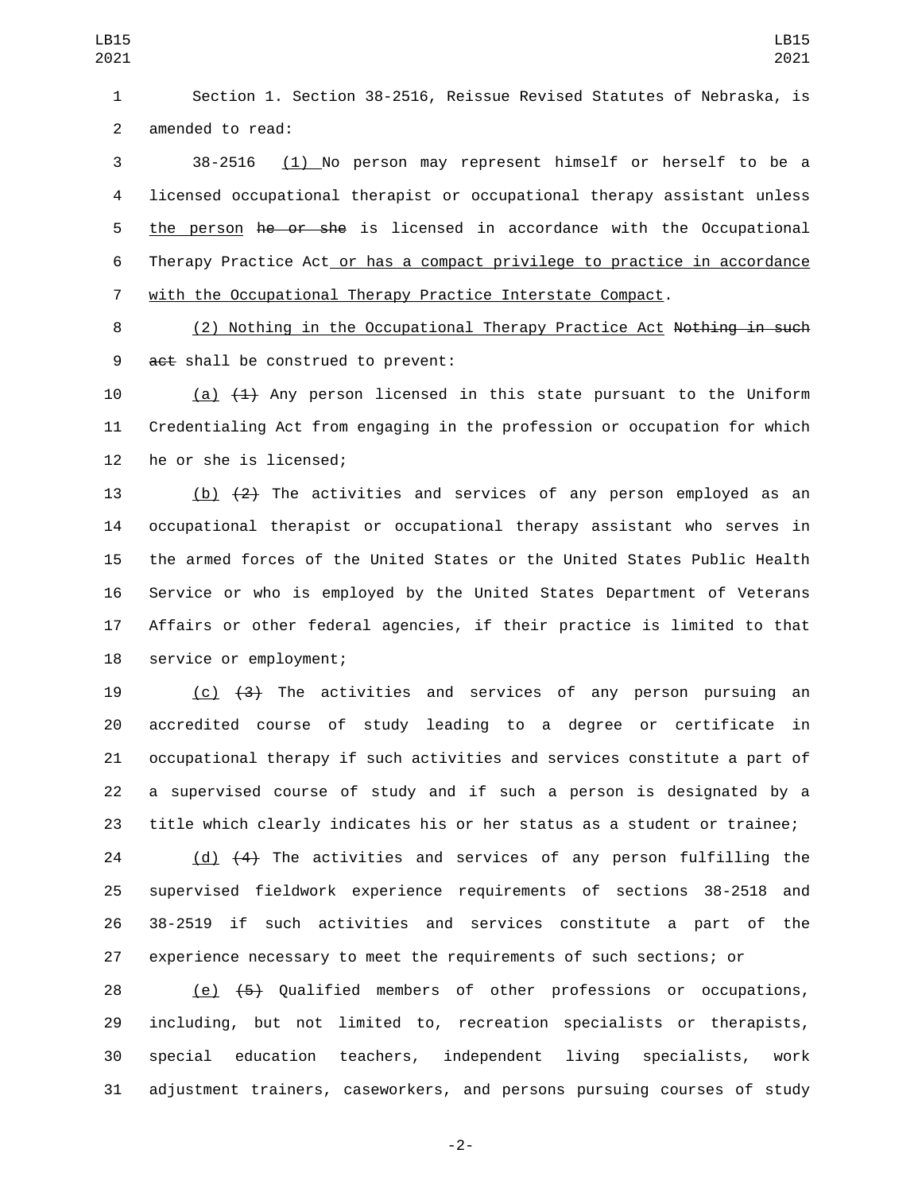Section 1. Section 38-2516, Reissue Revised Statutes of Nebraska, is amended to read:

38-2516 (1) No person may represent himself or herself to be a licensed occupational therapist or occupational therapy assistant unless the person ~~he or she~~ is licensed in accordance with the Occupational Therapy Practice Act or has a compact privilege to practice in accordance with the Occupational Therapy Practice Interstate Compact.

(2) Nothing in the Occupational Therapy Practice Act ~~Nothing in such act~~ shall be construed to prevent:

(a) ~~(1)~~ Any person licensed in this state pursuant to the Uniform Credentialing Act from engaging in the profession or occupation for which he or she is licensed;

(b) ~~(2)~~ The activities and services of any person employed as an occupational therapist or occupational therapy assistant who serves in the armed forces of the United States or the United States Public Health Service or who is employed by the United States Department of Veterans Affairs or other federal agencies, if their practice is limited to that service or employment;

(c) ~~(3)~~ The activities and services of any person pursuing an accredited course of study leading to a degree or certificate in occupational therapy if such activities and services constitute a part of a supervised course of study and if such a person is designated by a title which clearly indicates his or her status as a student or trainee;

(d) ~~(4)~~ The activities and services of any person fulfilling the supervised fieldwork experience requirements of sections 38-2518 and 38-2519 if such activities and services constitute a part of the experience necessary to meet the requirements of such sections; or

(e) ~~(5)~~ Qualified members of other professions or occupations, including, but not limited to, recreation specialists or therapists, special education teachers, independent living specialists, work adjustment trainers, caseworkers, and persons pursuing courses of study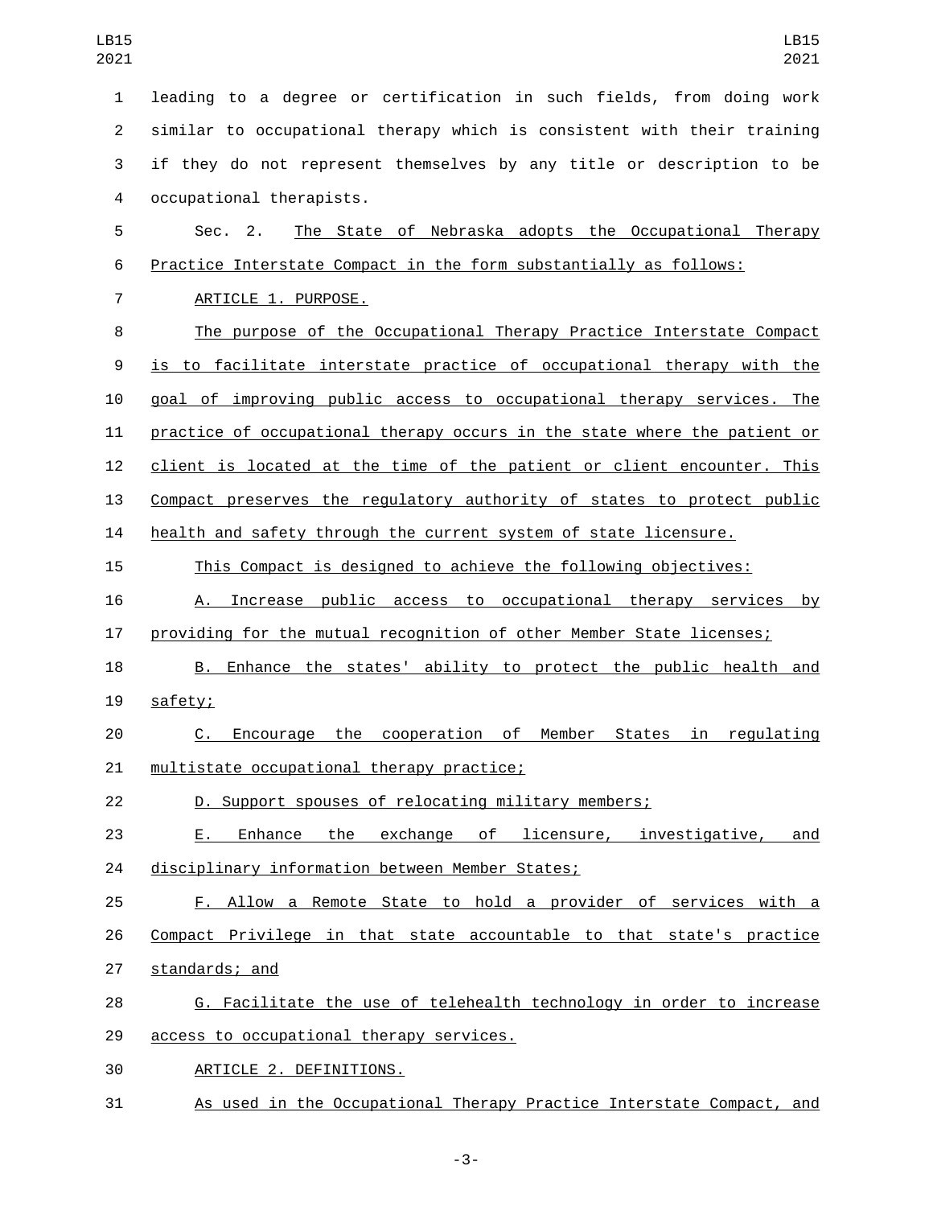leading to a degree or certification in such fields, from doing work similar to occupational therapy which is consistent with their training if they do not represent themselves by any title or description to be occupational therapists.

Sec. 2. The State of Nebraska adopts the Occupational Therapy Practice Interstate Compact in the form substantially as follows:

ARTICLE 1. PURPOSE.

The purpose of the Occupational Therapy Practice Interstate Compact is to facilitate interstate practice of occupational therapy with the goal of improving public access to occupational therapy services. The practice of occupational therapy occurs in the state where the patient or client is located at the time of the patient or client encounter. This Compact preserves the regulatory authority of states to protect public health and safety through the current system of state licensure.

This Compact is designed to achieve the following objectives:

A. Increase public access to occupational therapy services by providing for the mutual recognition of other Member State licenses;

B. Enhance the states' ability to protect the public health and safety;

C. Encourage the cooperation of Member States in regulating multistate occupational therapy practice;

D. Support spouses of relocating military members;

E. Enhance the exchange of licensure, investigative, and disciplinary information between Member States;

F. Allow a Remote State to hold a provider of services with a Compact Privilege in that state accountable to that state's practice standards; and

G. Facilitate the use of telehealth technology in order to increase access to occupational therapy services.

ARTICLE 2. DEFINITIONS.

As used in the Occupational Therapy Practice Interstate Compact, and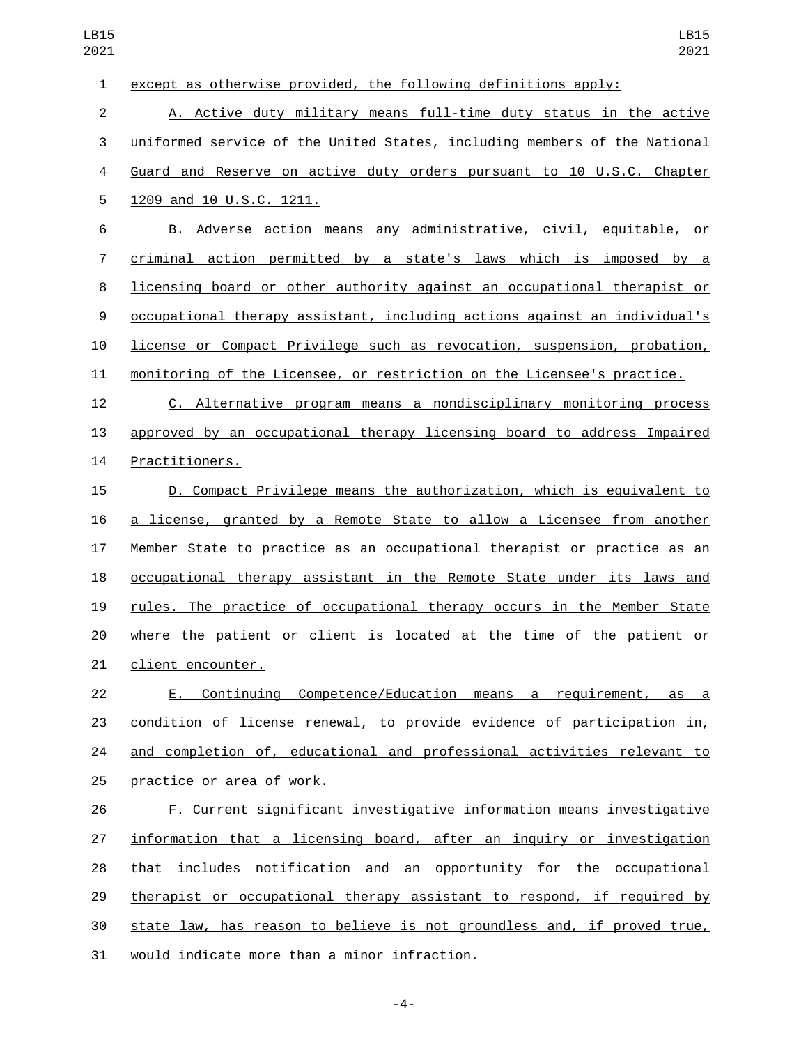except as otherwise provided, the following definitions apply:

A. Active duty military means full-time duty status in the active uniformed service of the United States, including members of the National Guard and Reserve on active duty orders pursuant to 10 U.S.C. Chapter 1209 and 10 U.S.C. 1211.

B. Adverse action means any administrative, civil, equitable, or criminal action permitted by a state's laws which is imposed by a licensing board or other authority against an occupational therapist or occupational therapy assistant, including actions against an individual's license or Compact Privilege such as revocation, suspension, probation, monitoring of the Licensee, or restriction on the Licensee's practice.

C. Alternative program means a nondisciplinary monitoring process approved by an occupational therapy licensing board to address Impaired Practitioners.

D. Compact Privilege means the authorization, which is equivalent to a license, granted by a Remote State to allow a Licensee from another Member State to practice as an occupational therapist or practice as an occupational therapy assistant in the Remote State under its laws and rules. The practice of occupational therapy occurs in the Member State where the patient or client is located at the time of the patient or client encounter.

E. Continuing Competence/Education means a requirement, as a condition of license renewal, to provide evidence of participation in, and completion of, educational and professional activities relevant to practice or area of work.

F. Current significant investigative information means investigative information that a licensing board, after an inquiry or investigation that includes notification and an opportunity for the occupational therapist or occupational therapy assistant to respond, if required by state law, has reason to believe is not groundless and, if proved true, would indicate more than a minor infraction.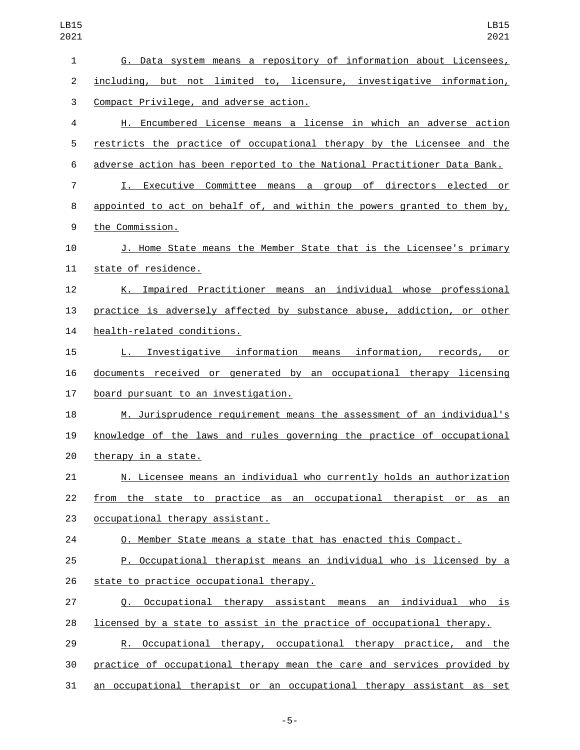G. Data system means a repository of information about Licensees, including, but not limited to, licensure, investigative information, Compact Privilege, and adverse action.

H. Encumbered License means a license in which an adverse action restricts the practice of occupational therapy by the Licensee and the adverse action has been reported to the National Practitioner Data Bank.

I. Executive Committee means a group of directors elected or appointed to act on behalf of, and within the powers granted to them by, the Commission.

J. Home State means the Member State that is the Licensee's primary state of residence.

K. Impaired Practitioner means an individual whose professional practice is adversely affected by substance abuse, addiction, or other health-related conditions.

L. Investigative information means information, records, or documents received or generated by an occupational therapy licensing board pursuant to an investigation.

M. Jurisprudence requirement means the assessment of an individual's knowledge of the laws and rules governing the practice of occupational therapy in a state.

N. Licensee means an individual who currently holds an authorization from the state to practice as an occupational therapist or as an occupational therapy assistant.

O. Member State means a state that has enacted this Compact.

P. Occupational therapist means an individual who is licensed by a state to practice occupational therapy.

Q. Occupational therapy assistant means an individual who is licensed by a state to assist in the practice of occupational therapy.

R. Occupational therapy, occupational therapy practice, and the practice of occupational therapy mean the care and services provided by an occupational therapist or an occupational therapy assistant as set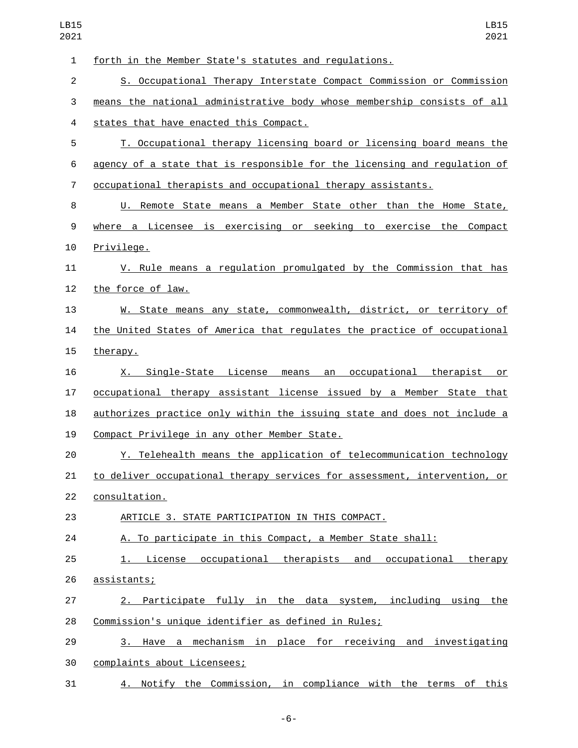forth in the Member State's statutes and regulations.

S. Occupational Therapy Interstate Compact Commission or Commission means the national administrative body whose membership consists of all states that have enacted this Compact.

T. Occupational therapy licensing board or licensing board means the agency of a state that is responsible for the licensing and regulation of occupational therapists and occupational therapy assistants.

U. Remote State means a Member State other than the Home State, where a Licensee is exercising or seeking to exercise the Compact Privilege.

V. Rule means a regulation promulgated by the Commission that has the force of law.

W. State means any state, commonwealth, district, or territory of the United States of America that regulates the practice of occupational therapy.

X. Single-State License means an occupational therapist or occupational therapy assistant license issued by a Member State that authorizes practice only within the issuing state and does not include a Compact Privilege in any other Member State.

Y. Telehealth means the application of telecommunication technology to deliver occupational therapy services for assessment, intervention, or consultation.

ARTICLE 3. STATE PARTICIPATION IN THIS COMPACT.

A. To participate in this Compact, a Member State shall:

1. License occupational therapists and occupational therapy assistants;

2. Participate fully in the data system, including using the Commission's unique identifier as defined in Rules;

3. Have a mechanism in place for receiving and investigating complaints about Licensees;

4. Notify the Commission, in compliance with the terms of this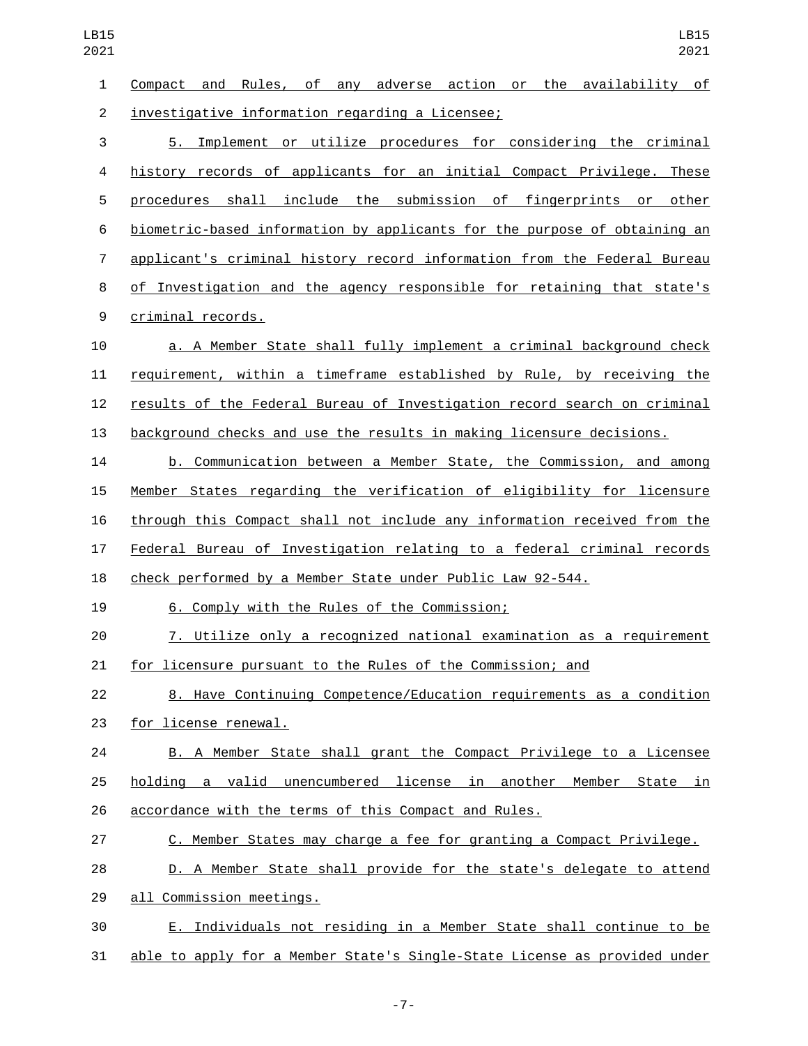Compact and Rules, of any adverse action or the availability of investigative information regarding a Licensee;

5. Implement or utilize procedures for considering the criminal history records of applicants for an initial Compact Privilege. These procedures shall include the submission of fingerprints or other biometric-based information by applicants for the purpose of obtaining an applicant's criminal history record information from the Federal Bureau of Investigation and the agency responsible for retaining that state's criminal records.

a. A Member State shall fully implement a criminal background check requirement, within a timeframe established by Rule, by receiving the results of the Federal Bureau of Investigation record search on criminal background checks and use the results in making licensure decisions.

b. Communication between a Member State, the Commission, and among Member States regarding the verification of eligibility for licensure through this Compact shall not include any information received from the Federal Bureau of Investigation relating to a federal criminal records check performed by a Member State under Public Law 92-544.

6. Comply with the Rules of the Commission;

7. Utilize only a recognized national examination as a requirement for licensure pursuant to the Rules of the Commission; and

8. Have Continuing Competence/Education requirements as a condition for license renewal.

B. A Member State shall grant the Compact Privilege to a Licensee holding a valid unencumbered license in another Member State in accordance with the terms of this Compact and Rules.

C. Member States may charge a fee for granting a Compact Privilege.

D. A Member State shall provide for the state's delegate to attend all Commission meetings.

E. Individuals not residing in a Member State shall continue to be able to apply for a Member State's Single-State License as provided under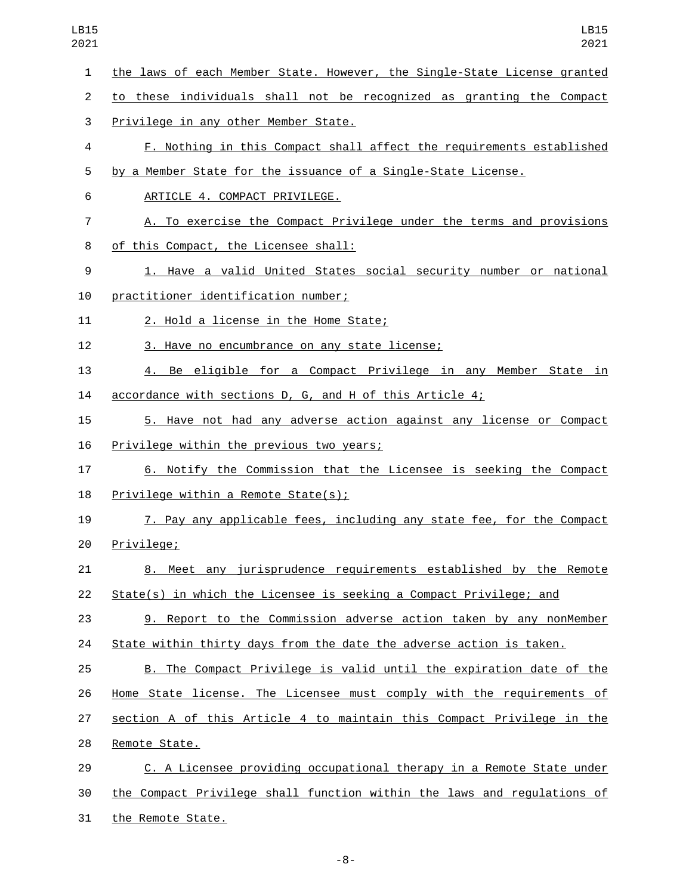the laws of each Member State. However, the Single-State License granted to these individuals shall not be recognized as granting the Compact Privilege in any other Member State.

F. Nothing in this Compact shall affect the requirements established by a Member State for the issuance of a Single-State License.

ARTICLE 4. COMPACT PRIVILEGE.

A. To exercise the Compact Privilege under the terms and provisions of this Compact, the Licensee shall:

1. Have a valid United States social security number or national practitioner identification number;

2. Hold a license in the Home State;

3. Have no encumbrance on any state license;

4. Be eligible for a Compact Privilege in any Member State in accordance with sections D, G, and H of this Article 4;

5. Have not had any adverse action against any license or Compact Privilege within the previous two years;

6. Notify the Commission that the Licensee is seeking the Compact Privilege within a Remote State(s);

7. Pay any applicable fees, including any state fee, for the Compact Privilege;

8. Meet any jurisprudence requirements established by the Remote State(s) in which the Licensee is seeking a Compact Privilege; and

9. Report to the Commission adverse action taken by any nonMember State within thirty days from the date the adverse action is taken.

B. The Compact Privilege is valid until the expiration date of the Home State license. The Licensee must comply with the requirements of section A of this Article 4 to maintain this Compact Privilege in the Remote State.

C. A Licensee providing occupational therapy in a Remote State under the Compact Privilege shall function within the laws and regulations of the Remote State.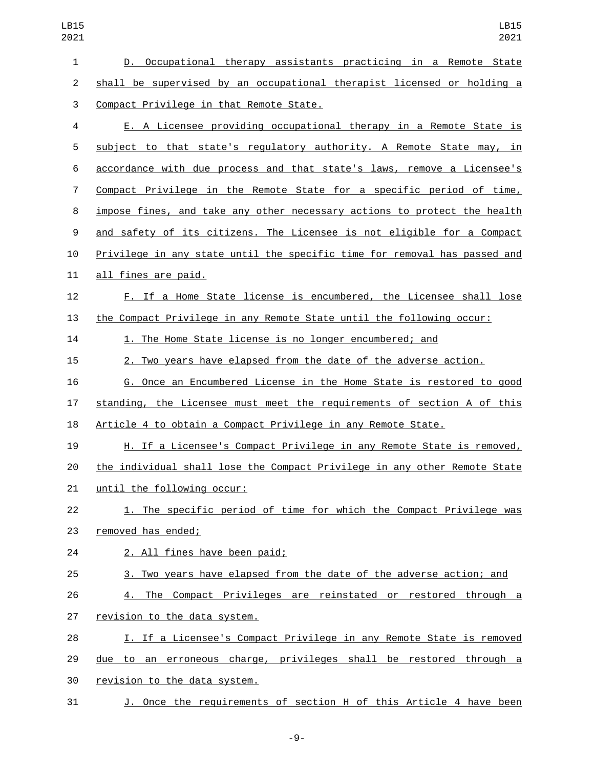D. Occupational therapy assistants practicing in a Remote State shall be supervised by an occupational therapist licensed or holding a Compact Privilege in that Remote State.

E. A Licensee providing occupational therapy in a Remote State is subject to that state's regulatory authority. A Remote State may, in accordance with due process and that state's laws, remove a Licensee's Compact Privilege in the Remote State for a specific period of time, impose fines, and take any other necessary actions to protect the health and safety of its citizens. The Licensee is not eligible for a Compact Privilege in any state until the specific time for removal has passed and all fines are paid.

F. If a Home State license is encumbered, the Licensee shall lose the Compact Privilege in any Remote State until the following occur:

1. The Home State license is no longer encumbered; and

2. Two years have elapsed from the date of the adverse action.

G. Once an Encumbered License in the Home State is restored to good standing, the Licensee must meet the requirements of section A of this Article 4 to obtain a Compact Privilege in any Remote State.

H. If a Licensee's Compact Privilege in any Remote State is removed, the individual shall lose the Compact Privilege in any other Remote State until the following occur:

1. The specific period of time for which the Compact Privilege was removed has ended;

2. All fines have been paid;

3. Two years have elapsed from the date of the adverse action; and

4. The Compact Privileges are reinstated or restored through a revision to the data system.

I. If a Licensee's Compact Privilege in any Remote State is removed due to an erroneous charge, privileges shall be restored through a revision to the data system.

J. Once the requirements of section H of this Article 4 have been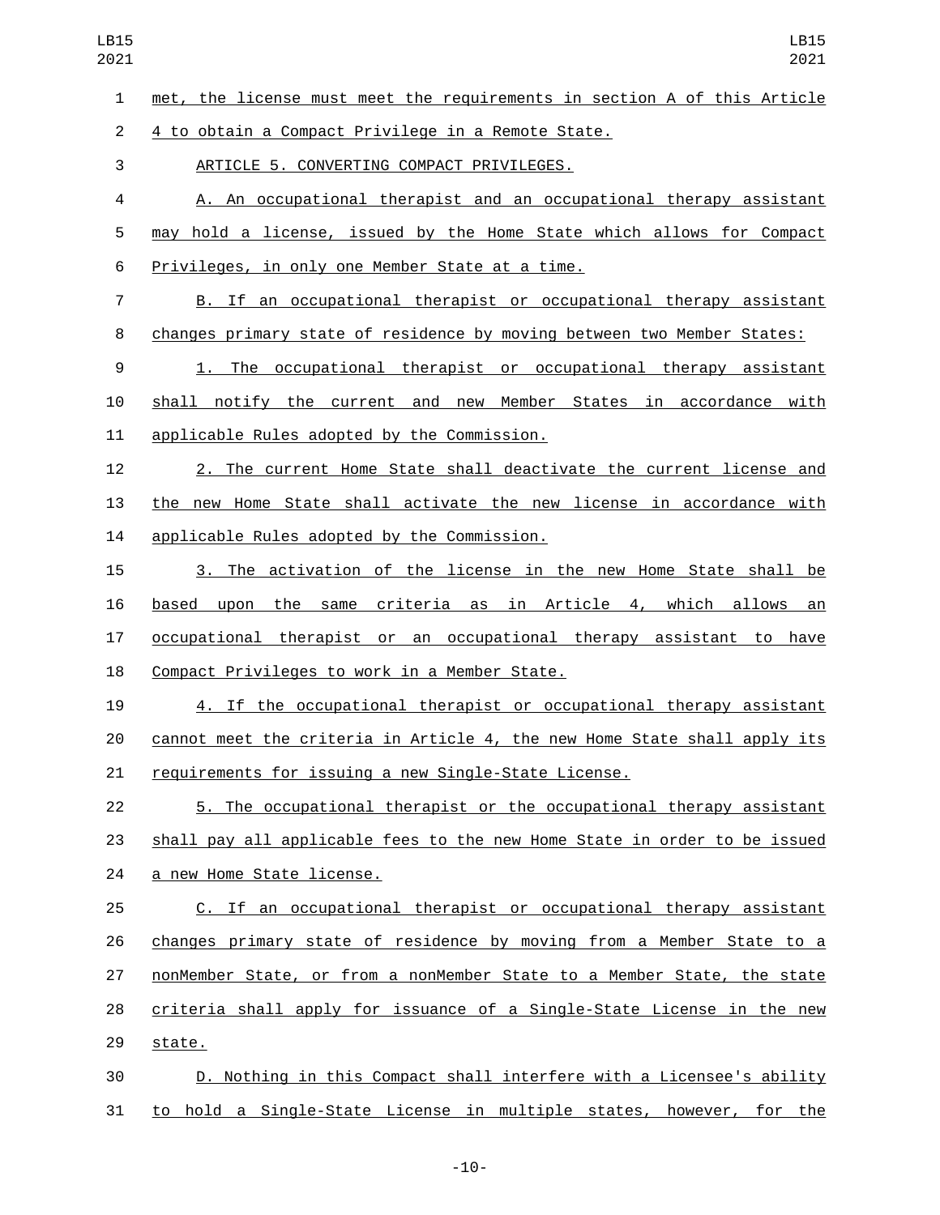met, the license must meet the requirements in section A of this Article 4 to obtain a Compact Privilege in a Remote State.

ARTICLE 5. CONVERTING COMPACT PRIVILEGES.

A. An occupational therapist and an occupational therapy assistant may hold a license, issued by the Home State which allows for Compact Privileges, in only one Member State at a time.

B. If an occupational therapist or occupational therapy assistant changes primary state of residence by moving between two Member States:

1. The occupational therapist or occupational therapy assistant shall notify the current and new Member States in accordance with applicable Rules adopted by the Commission.

2. The current Home State shall deactivate the current license and the new Home State shall activate the new license in accordance with applicable Rules adopted by the Commission.

3. The activation of the license in the new Home State shall be based upon the same criteria as in Article 4, which allows an occupational therapist or an occupational therapy assistant to have Compact Privileges to work in a Member State.

4. If the occupational therapist or occupational therapy assistant cannot meet the criteria in Article 4, the new Home State shall apply its requirements for issuing a new Single-State License.

5. The occupational therapist or the occupational therapy assistant shall pay all applicable fees to the new Home State in order to be issued a new Home State license.

C. If an occupational therapist or occupational therapy assistant changes primary state of residence by moving from a Member State to a nonMember State, or from a nonMember State to a Member State, the state criteria shall apply for issuance of a Single-State License in the new state.

D. Nothing in this Compact shall interfere with a Licensee's ability to hold a Single-State License in multiple states, however, for the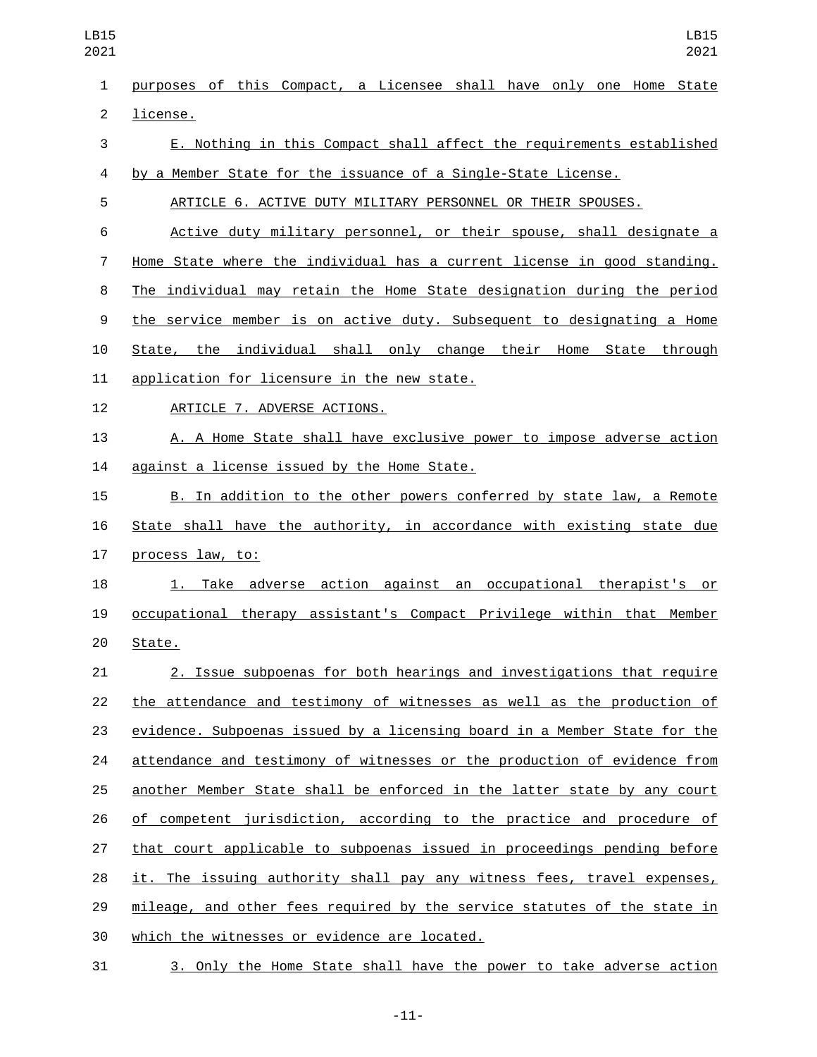purposes of this Compact, a Licensee shall have only one Home State license.

E. Nothing in this Compact shall affect the requirements established by a Member State for the issuance of a Single-State License.

ARTICLE 6. ACTIVE DUTY MILITARY PERSONNEL OR THEIR SPOUSES.

Active duty military personnel, or their spouse, shall designate a Home State where the individual has a current license in good standing. The individual may retain the Home State designation during the period the service member is on active duty. Subsequent to designating a Home State, the individual shall only change their Home State through application for licensure in the new state.

ARTICLE 7. ADVERSE ACTIONS.

A. A Home State shall have exclusive power to impose adverse action against a license issued by the Home State.

B. In addition to the other powers conferred by state law, a Remote State shall have the authority, in accordance with existing state due process law, to:

1. Take adverse action against an occupational therapist's or occupational therapy assistant's Compact Privilege within that Member State.

2. Issue subpoenas for both hearings and investigations that require the attendance and testimony of witnesses as well as the production of evidence. Subpoenas issued by a licensing board in a Member State for the attendance and testimony of witnesses or the production of evidence from another Member State shall be enforced in the latter state by any court of competent jurisdiction, according to the practice and procedure of that court applicable to subpoenas issued in proceedings pending before it. The issuing authority shall pay any witness fees, travel expenses, mileage, and other fees required by the service statutes of the state in which the witnesses or evidence are located.

3. Only the Home State shall have the power to take adverse action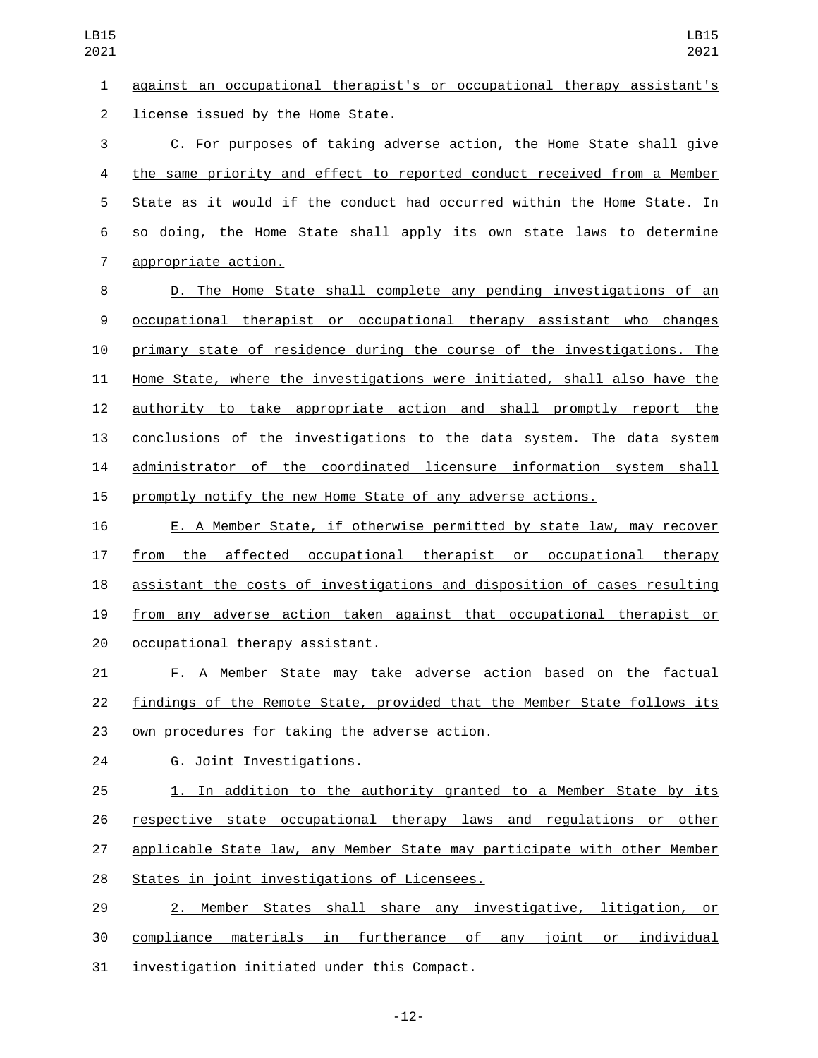against an occupational therapist's or occupational therapy assistant's license issued by the Home State.

C. For purposes of taking adverse action, the Home State shall give the same priority and effect to reported conduct received from a Member State as it would if the conduct had occurred within the Home State. In so doing, the Home State shall apply its own state laws to determine appropriate action.

D. The Home State shall complete any pending investigations of an occupational therapist or occupational therapy assistant who changes primary state of residence during the course of the investigations. The Home State, where the investigations were initiated, shall also have the authority to take appropriate action and shall promptly report the conclusions of the investigations to the data system. The data system administrator of the coordinated licensure information system shall promptly notify the new Home State of any adverse actions.

E. A Member State, if otherwise permitted by state law, may recover from the affected occupational therapist or occupational therapy assistant the costs of investigations and disposition of cases resulting from any adverse action taken against that occupational therapist or occupational therapy assistant.

F. A Member State may take adverse action based on the factual findings of the Remote State, provided that the Member State follows its own procedures for taking the adverse action.

G. Joint Investigations.

1. In addition to the authority granted to a Member State by its respective state occupational therapy laws and regulations or other applicable State law, any Member State may participate with other Member States in joint investigations of Licensees.

2. Member States shall share any investigative, litigation, or compliance materials in furtherance of any joint or individual investigation initiated under this Compact.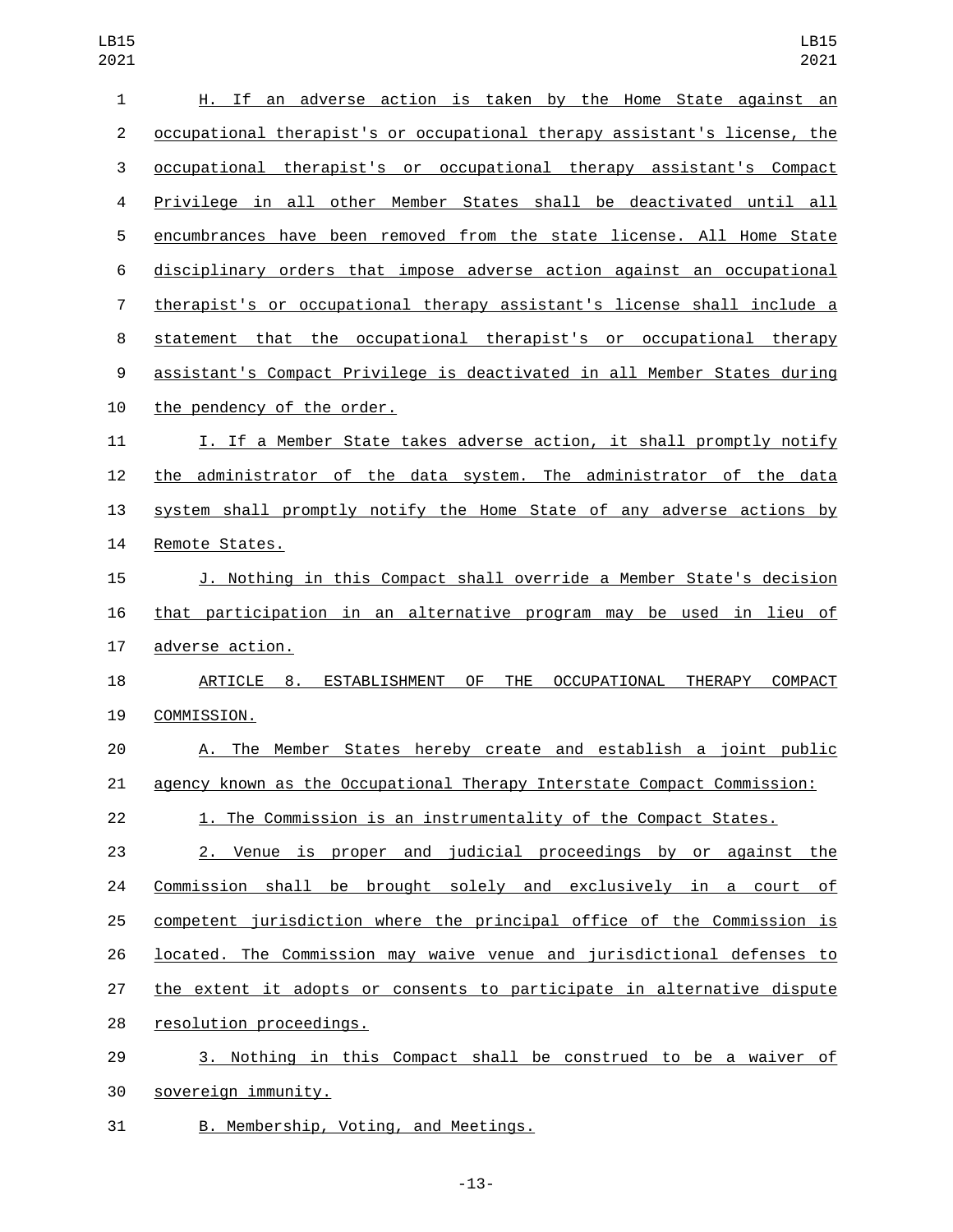H. If an adverse action is taken by the Home State against an occupational therapist's or occupational therapy assistant's license, the occupational therapist's or occupational therapy assistant's Compact Privilege in all other Member States shall be deactivated until all encumbrances have been removed from the state license. All Home State disciplinary orders that impose adverse action against an occupational therapist's or occupational therapy assistant's license shall include a statement that the occupational therapist's or occupational therapy assistant's Compact Privilege is deactivated in all Member States during the pendency of the order.

I. If a Member State takes adverse action, it shall promptly notify the administrator of the data system. The administrator of the data system shall promptly notify the Home State of any adverse actions by Remote States.

J. Nothing in this Compact shall override a Member State's decision that participation in an alternative program may be used in lieu of adverse action.

ARTICLE 8. ESTABLISHMENT OF THE OCCUPATIONAL THERAPY COMPACT COMMISSION.

A. The Member States hereby create and establish a joint public agency known as the Occupational Therapy Interstate Compact Commission:

1. The Commission is an instrumentality of the Compact States.

2. Venue is proper and judicial proceedings by or against the Commission shall be brought solely and exclusively in a court of competent jurisdiction where the principal office of the Commission is located. The Commission may waive venue and jurisdictional defenses to the extent it adopts or consents to participate in alternative dispute resolution proceedings.

3. Nothing in this Compact shall be construed to be a waiver of sovereign immunity.

B. Membership, Voting, and Meetings.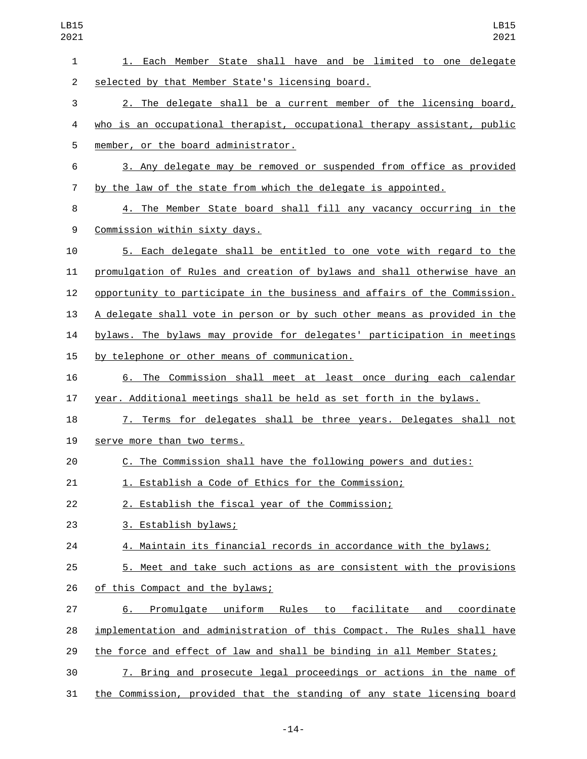1. Each Member State shall have and be limited to one delegate selected by that Member State's licensing board.

2. The delegate shall be a current member of the licensing board, who is an occupational therapist, occupational therapy assistant, public member, or the board administrator.

3. Any delegate may be removed or suspended from office as provided by the law of the state from which the delegate is appointed.

4. The Member State board shall fill any vacancy occurring in the Commission within sixty days.

5. Each delegate shall be entitled to one vote with regard to the promulgation of Rules and creation of bylaws and shall otherwise have an opportunity to participate in the business and affairs of the Commission. A delegate shall vote in person or by such other means as provided in the bylaws. The bylaws may provide for delegates' participation in meetings by telephone or other means of communication.

6. The Commission shall meet at least once during each calendar year. Additional meetings shall be held as set forth in the bylaws.

7. Terms for delegates shall be three years. Delegates shall not serve more than two terms.

C. The Commission shall have the following powers and duties:

1. Establish a Code of Ethics for the Commission;

2. Establish the fiscal year of the Commission;

3. Establish bylaws;

4. Maintain its financial records in accordance with the bylaws;

5. Meet and take such actions as are consistent with the provisions of this Compact and the bylaws;

6. Promulgate uniform Rules to facilitate and coordinate implementation and administration of this Compact. The Rules shall have the force and effect of law and shall be binding in all Member States;

7. Bring and prosecute legal proceedings or actions in the name of the Commission, provided that the standing of any state licensing board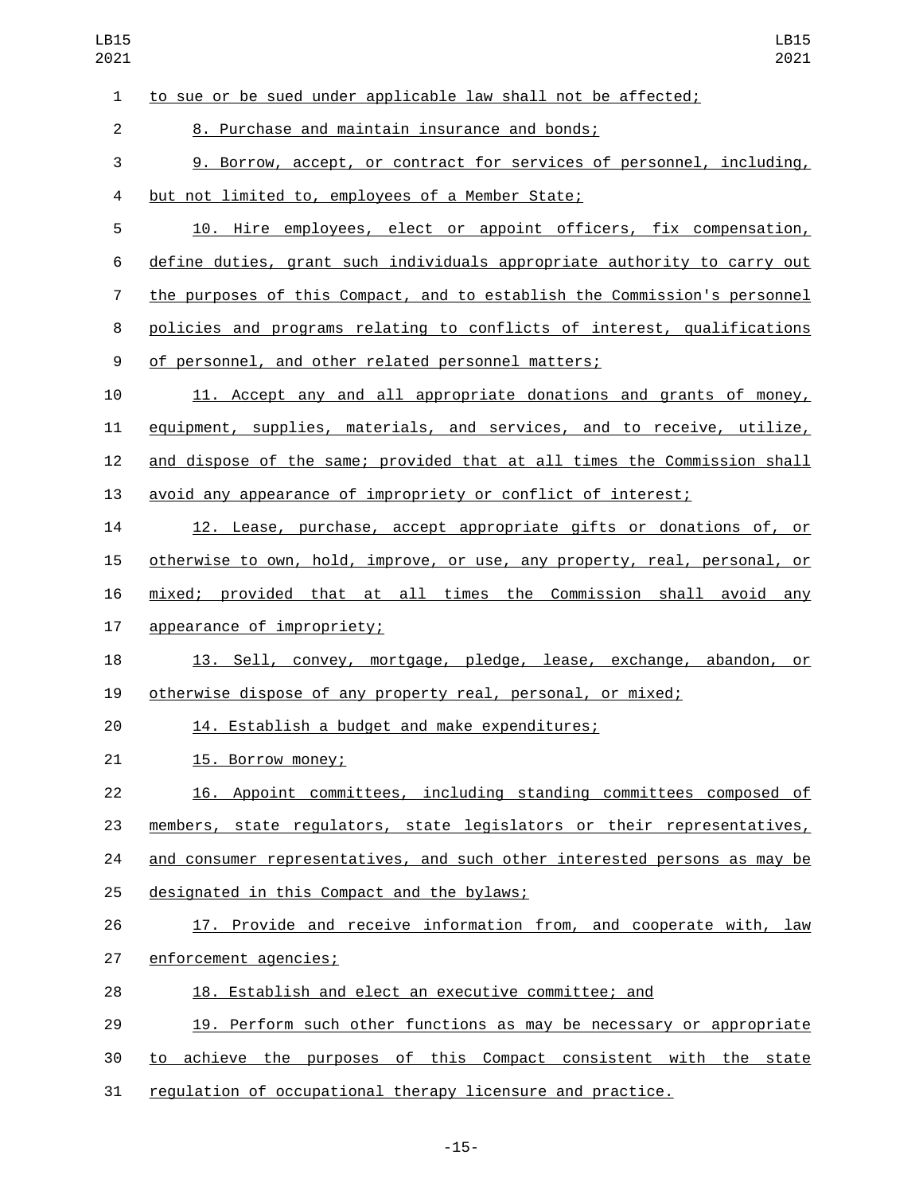to sue or be sued under applicable law shall not be affected;

8. Purchase and maintain insurance and bonds;

9. Borrow, accept, or contract for services of personnel, including, but not limited to, employees of a Member State;

10. Hire employees, elect or appoint officers, fix compensation, define duties, grant such individuals appropriate authority to carry out the purposes of this Compact, and to establish the Commission's personnel policies and programs relating to conflicts of interest, qualifications of personnel, and other related personnel matters;

11. Accept any and all appropriate donations and grants of money, equipment, supplies, materials, and services, and to receive, utilize, and dispose of the same; provided that at all times the Commission shall avoid any appearance of impropriety or conflict of interest;

12. Lease, purchase, accept appropriate gifts or donations of, or otherwise to own, hold, improve, or use, any property, real, personal, or mixed; provided that at all times the Commission shall avoid any appearance of impropriety;

13. Sell, convey, mortgage, pledge, lease, exchange, abandon, or otherwise dispose of any property real, personal, or mixed;

14. Establish a budget and make expenditures;

15. Borrow money;

16. Appoint committees, including standing committees composed of members, state regulators, state legislators or their representatives, and consumer representatives, and such other interested persons as may be designated in this Compact and the bylaws;

17. Provide and receive information from, and cooperate with, law enforcement agencies;

18. Establish and elect an executive committee; and

19. Perform such other functions as may be necessary or appropriate to achieve the purposes of this Compact consistent with the state regulation of occupational therapy licensure and practice.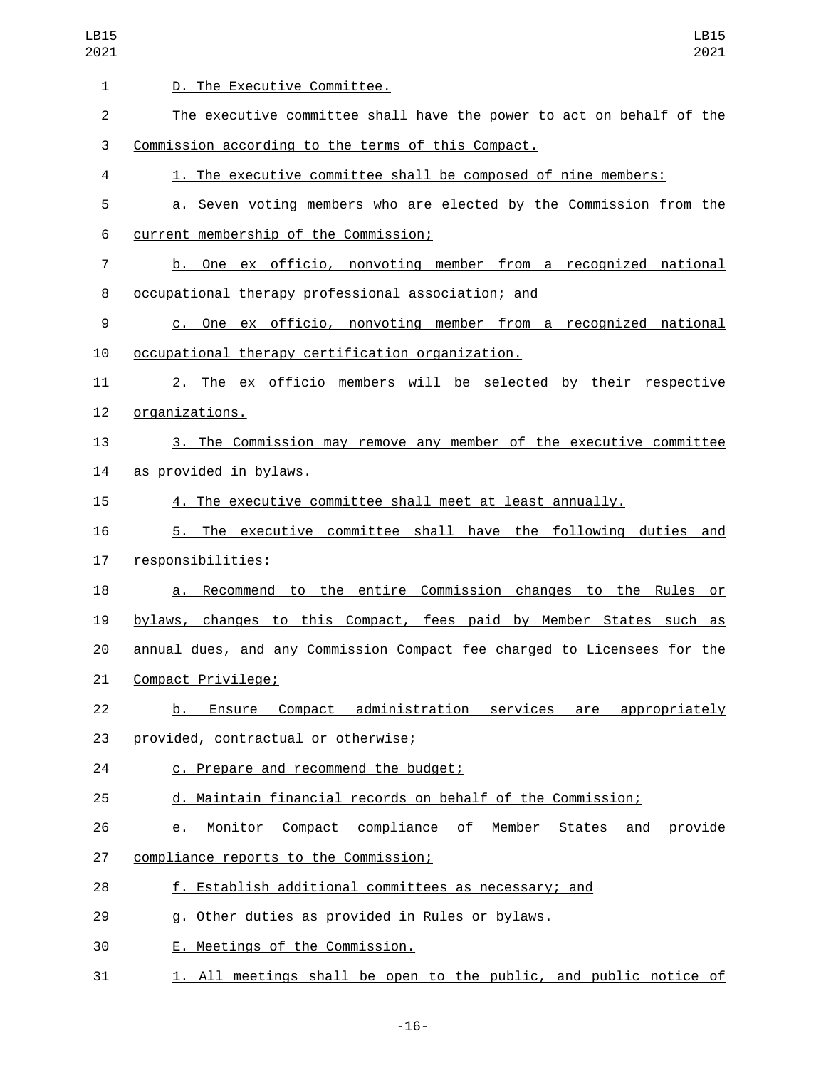D. The Executive Committee.

The executive committee shall have the power to act on behalf of the Commission according to the terms of this Compact.

1. The executive committee shall be composed of nine members:

a. Seven voting members who are elected by the Commission from the current membership of the Commission;

b. One ex officio, nonvoting member from a recognized national occupational therapy professional association; and

c. One ex officio, nonvoting member from a recognized national occupational therapy certification organization.

2. The ex officio members will be selected by their respective organizations.

3. The Commission may remove any member of the executive committee as provided in bylaws.

4. The executive committee shall meet at least annually.

5. The executive committee shall have the following duties and responsibilities:

a. Recommend to the entire Commission changes to the Rules or bylaws, changes to this Compact, fees paid by Member States such as annual dues, and any Commission Compact fee charged to Licensees for the Compact Privilege;

b. Ensure Compact administration services are appropriately provided, contractual or otherwise;

c. Prepare and recommend the budget;

d. Maintain financial records on behalf of the Commission;

e. Monitor Compact compliance of Member States and provide compliance reports to the Commission;

f. Establish additional committees as necessary; and

g. Other duties as provided in Rules or bylaws.

E. Meetings of the Commission.

1. All meetings shall be open to the public, and public notice of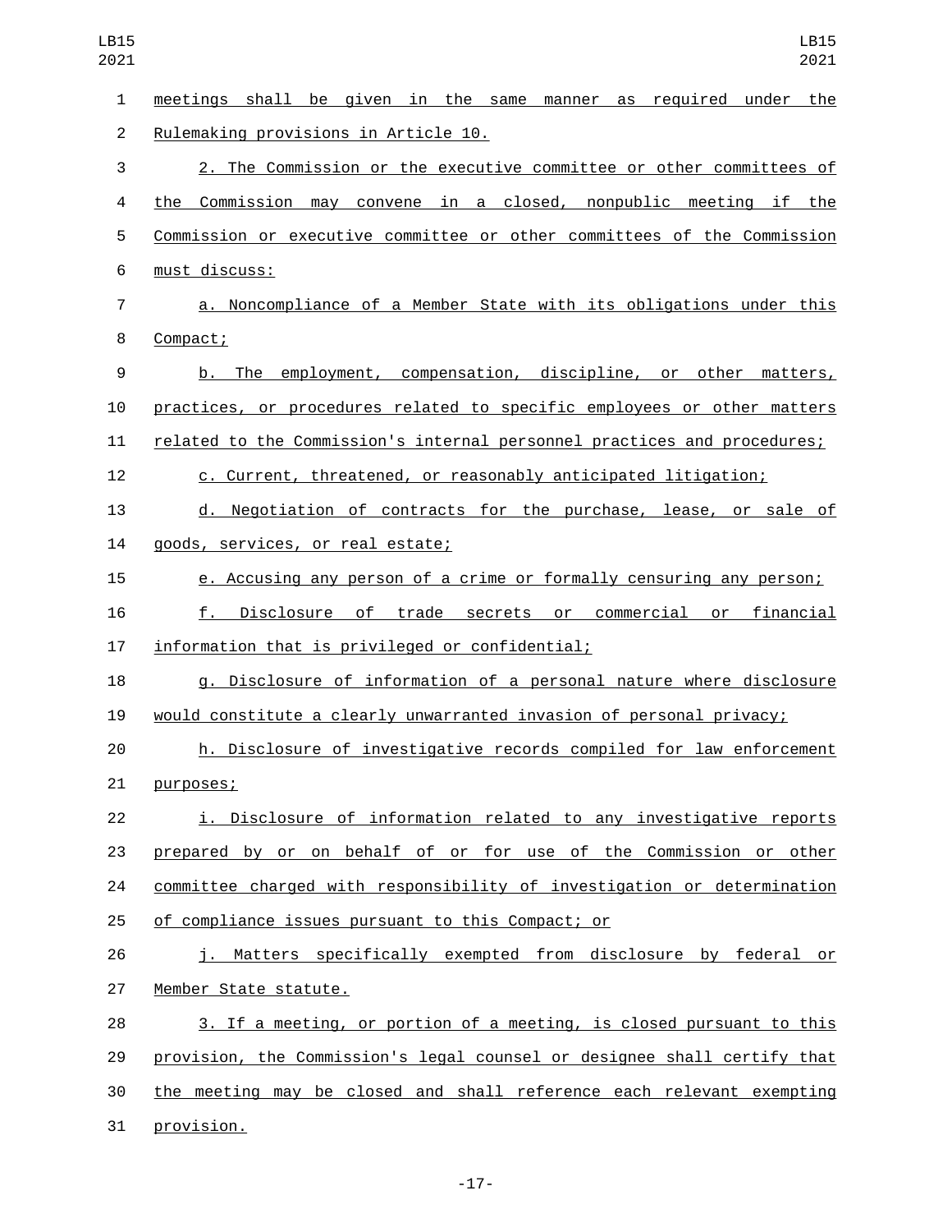meetings shall be given in the same manner as required under the Rulemaking provisions in Article 10.

2. The Commission or the executive committee or other committees of the Commission may convene in a closed, nonpublic meeting if the Commission or executive committee or other committees of the Commission must discuss:

a. Noncompliance of a Member State with its obligations under this Compact;

b. The employment, compensation, discipline, or other matters, practices, or procedures related to specific employees or other matters related to the Commission's internal personnel practices and procedures;

c. Current, threatened, or reasonably anticipated litigation;

d. Negotiation of contracts for the purchase, lease, or sale of goods, services, or real estate;

e. Accusing any person of a crime or formally censuring any person;

f. Disclosure of trade secrets or commercial or financial information that is privileged or confidential;

g. Disclosure of information of a personal nature where disclosure would constitute a clearly unwarranted invasion of personal privacy;

h. Disclosure of investigative records compiled for law enforcement purposes;

i. Disclosure of information related to any investigative reports prepared by or on behalf of or for use of the Commission or other committee charged with responsibility of investigation or determination of compliance issues pursuant to this Compact; or

j. Matters specifically exempted from disclosure by federal or Member State statute.

3. If a meeting, or portion of a meeting, is closed pursuant to this provision, the Commission's legal counsel or designee shall certify that the meeting may be closed and shall reference each relevant exempting provision.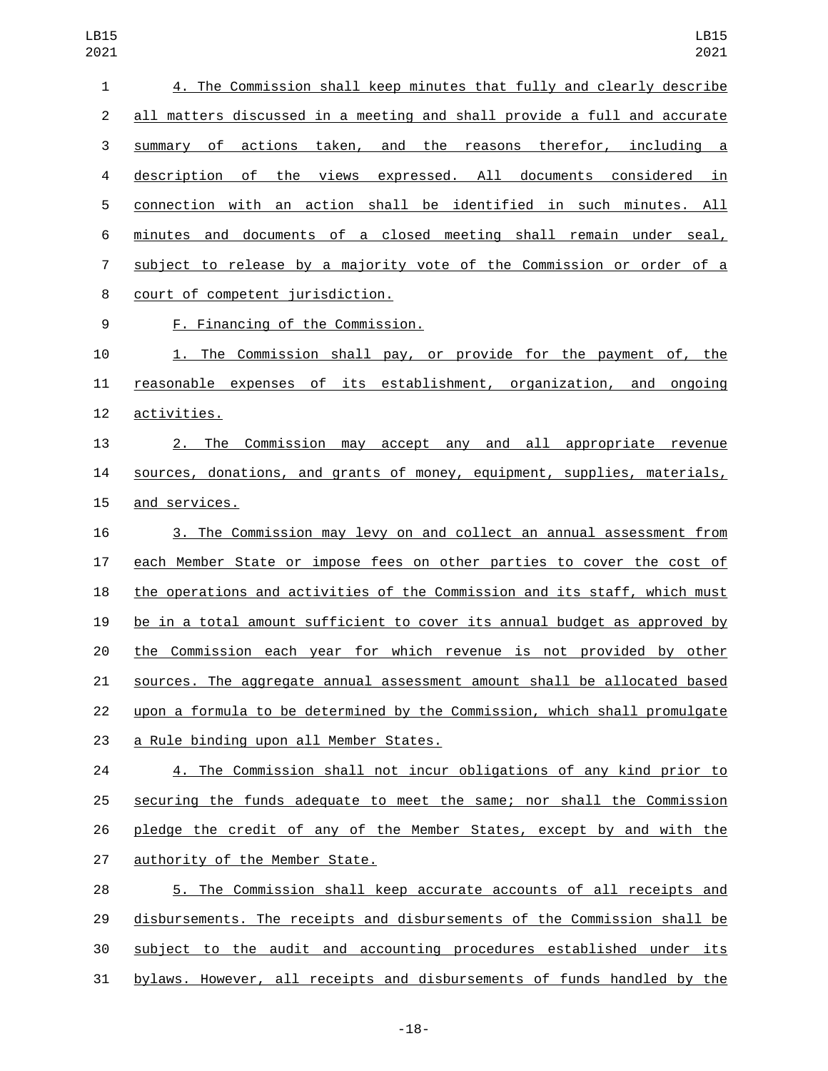4. The Commission shall keep minutes that fully and clearly describe all matters discussed in a meeting and shall provide a full and accurate summary of actions taken, and the reasons therefor, including a description of the views expressed. All documents considered in connection with an action shall be identified in such minutes. All minutes and documents of a closed meeting shall remain under seal, subject to release by a majority vote of the Commission or order of a court of competent jurisdiction.

F. Financing of the Commission.

1. The Commission shall pay, or provide for the payment of, the reasonable expenses of its establishment, organization, and ongoing activities.

2. The Commission may accept any and all appropriate revenue sources, donations, and grants of money, equipment, supplies, materials, and services.

3. The Commission may levy on and collect an annual assessment from each Member State or impose fees on other parties to cover the cost of the operations and activities of the Commission and its staff, which must be in a total amount sufficient to cover its annual budget as approved by the Commission each year for which revenue is not provided by other sources. The aggregate annual assessment amount shall be allocated based upon a formula to be determined by the Commission, which shall promulgate a Rule binding upon all Member States.

4. The Commission shall not incur obligations of any kind prior to securing the funds adequate to meet the same; nor shall the Commission pledge the credit of any of the Member States, except by and with the authority of the Member State.

5. The Commission shall keep accurate accounts of all receipts and disbursements. The receipts and disbursements of the Commission shall be subject to the audit and accounting procedures established under its bylaws. However, all receipts and disbursements of funds handled by the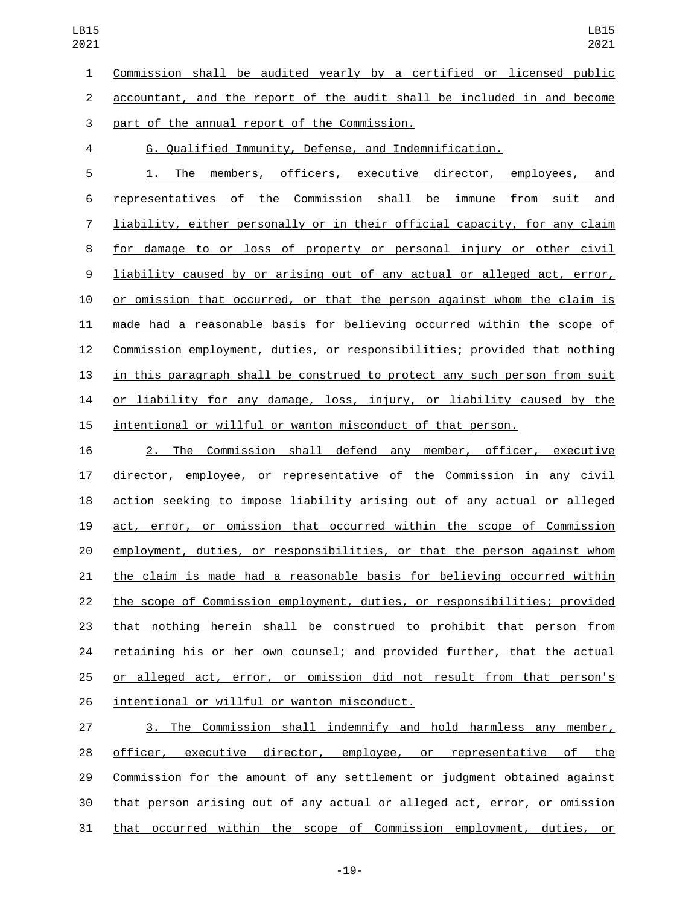Commission shall be audited yearly by a certified or licensed public accountant, and the report of the audit shall be included in and become part of the annual report of the Commission.

G. Qualified Immunity, Defense, and Indemnification.

1. The members, officers, executive director, employees, and representatives of the Commission shall be immune from suit and liability, either personally or in their official capacity, for any claim for damage to or loss of property or personal injury or other civil liability caused by or arising out of any actual or alleged act, error, or omission that occurred, or that the person against whom the claim is made had a reasonable basis for believing occurred within the scope of Commission employment, duties, or responsibilities; provided that nothing in this paragraph shall be construed to protect any such person from suit or liability for any damage, loss, injury, or liability caused by the intentional or willful or wanton misconduct of that person.

2. The Commission shall defend any member, officer, executive director, employee, or representative of the Commission in any civil action seeking to impose liability arising out of any actual or alleged act, error, or omission that occurred within the scope of Commission employment, duties, or responsibilities, or that the person against whom the claim is made had a reasonable basis for believing occurred within the scope of Commission employment, duties, or responsibilities; provided that nothing herein shall be construed to prohibit that person from retaining his or her own counsel; and provided further, that the actual or alleged act, error, or omission did not result from that person's intentional or willful or wanton misconduct.

3. The Commission shall indemnify and hold harmless any member, officer, executive director, employee, or representative of the Commission for the amount of any settlement or judgment obtained against that person arising out of any actual or alleged act, error, or omission that occurred within the scope of Commission employment, duties, or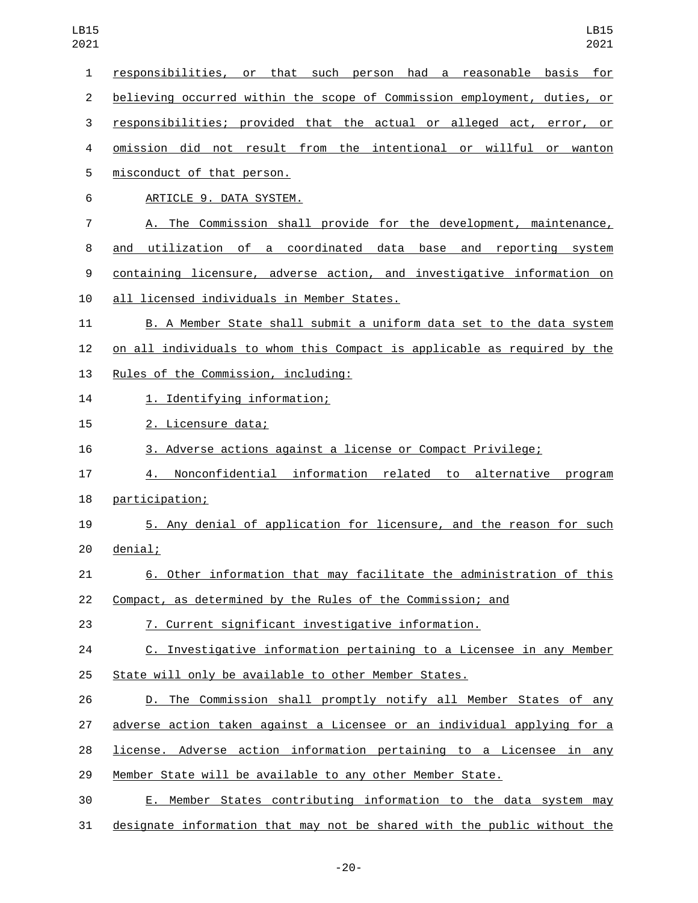responsibilities, or that such person had a reasonable basis for believing occurred within the scope of Commission employment, duties, or responsibilities; provided that the actual or alleged act, error, or omission did not result from the intentional or willful or wanton misconduct of that person.

ARTICLE 9. DATA SYSTEM.

A. The Commission shall provide for the development, maintenance, and utilization of a coordinated data base and reporting system containing licensure, adverse action, and investigative information on all licensed individuals in Member States.

B. A Member State shall submit a uniform data set to the data system on all individuals to whom this Compact is applicable as required by the Rules of the Commission, including:

1. Identifying information;

2. Licensure data;

3. Adverse actions against a license or Compact Privilege;

4. Nonconfidential information related to alternative program participation;

5. Any denial of application for licensure, and the reason for such denial;

6. Other information that may facilitate the administration of this Compact, as determined by the Rules of the Commission; and

7. Current significant investigative information.

C. Investigative information pertaining to a Licensee in any Member State will only be available to other Member States.

D. The Commission shall promptly notify all Member States of any adverse action taken against a Licensee or an individual applying for a license. Adverse action information pertaining to a Licensee in any Member State will be available to any other Member State.

E. Member States contributing information to the data system may designate information that may not be shared with the public without the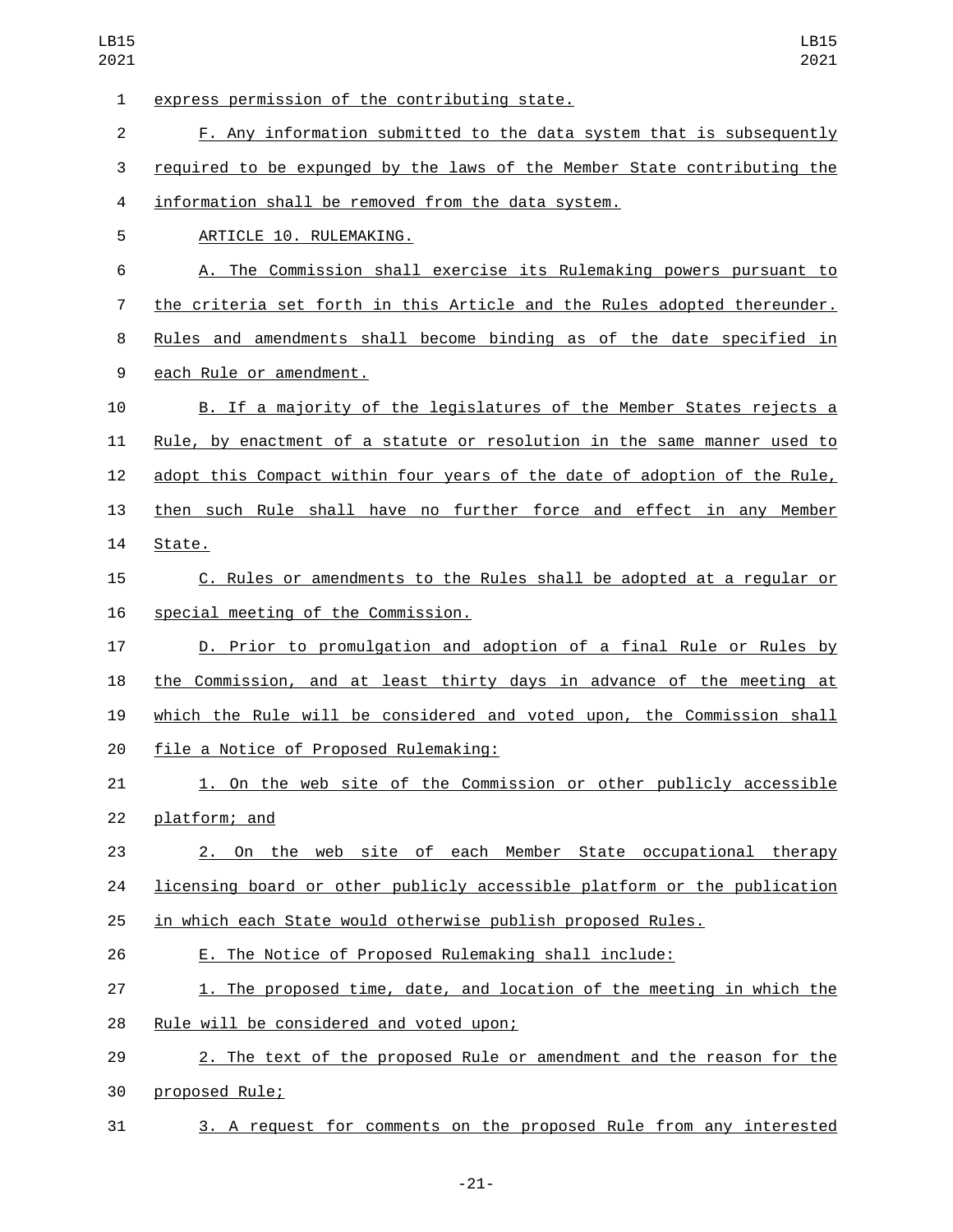express permission of the contributing state.

F. Any information submitted to the data system that is subsequently required to be expunged by the laws of the Member State contributing the information shall be removed from the data system.

ARTICLE 10. RULEMAKING.

A. The Commission shall exercise its Rulemaking powers pursuant to the criteria set forth in this Article and the Rules adopted thereunder. Rules and amendments shall become binding as of the date specified in each Rule or amendment.

B. If a majority of the legislatures of the Member States rejects a Rule, by enactment of a statute or resolution in the same manner used to adopt this Compact within four years of the date of adoption of the Rule, then such Rule shall have no further force and effect in any Member State.

C. Rules or amendments to the Rules shall be adopted at a regular or special meeting of the Commission.

D. Prior to promulgation and adoption of a final Rule or Rules by the Commission, and at least thirty days in advance of the meeting at which the Rule will be considered and voted upon, the Commission shall file a Notice of Proposed Rulemaking:

1. On the web site of the Commission or other publicly accessible platform; and

2. On the web site of each Member State occupational therapy licensing board or other publicly accessible platform or the publication in which each State would otherwise publish proposed Rules.

E. The Notice of Proposed Rulemaking shall include:

1. The proposed time, date, and location of the meeting in which the Rule will be considered and voted upon;

2. The text of the proposed Rule or amendment and the reason for the proposed Rule;

3. A request for comments on the proposed Rule from any interested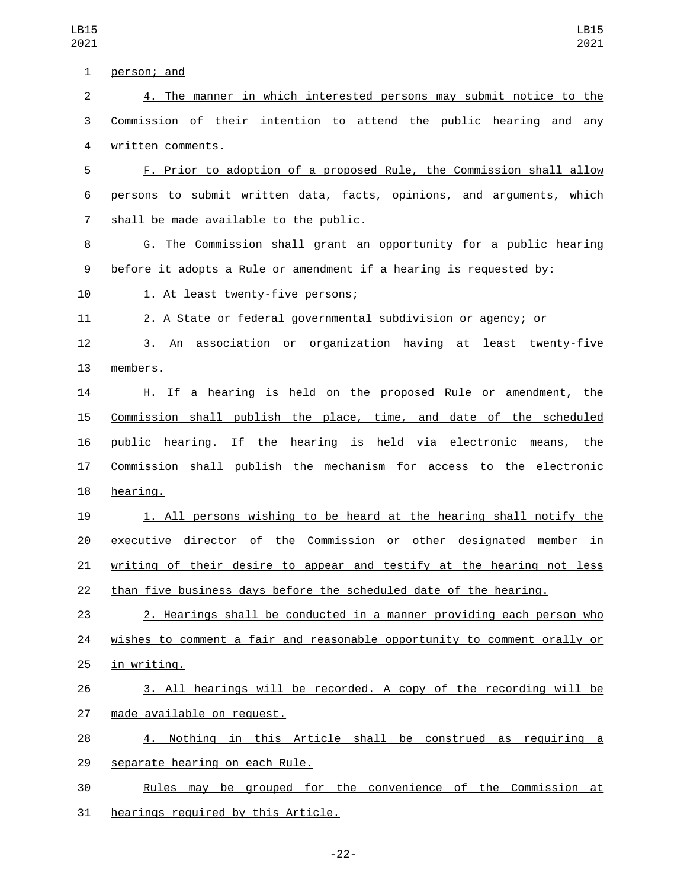person; and

4. The manner in which interested persons may submit notice to the Commission of their intention to attend the public hearing and any written comments.

F. Prior to adoption of a proposed Rule, the Commission shall allow persons to submit written data, facts, opinions, and arguments, which shall be made available to the public.

G. The Commission shall grant an opportunity for a public hearing before it adopts a Rule or amendment if a hearing is requested by:

1. At least twenty-five persons;

2. A State or federal governmental subdivision or agency; or

3. An association or organization having at least twenty-five members.

H. If a hearing is held on the proposed Rule or amendment, the Commission shall publish the place, time, and date of the scheduled public hearing. If the hearing is held via electronic means, the Commission shall publish the mechanism for access to the electronic hearing.

1. All persons wishing to be heard at the hearing shall notify the executive director of the Commission or other designated member in writing of their desire to appear and testify at the hearing not less than five business days before the scheduled date of the hearing.

2. Hearings shall be conducted in a manner providing each person who wishes to comment a fair and reasonable opportunity to comment orally or in writing.

3. All hearings will be recorded. A copy of the recording will be made available on request.

4. Nothing in this Article shall be construed as requiring a separate hearing on each Rule.

Rules may be grouped for the convenience of the Commission at hearings required by this Article.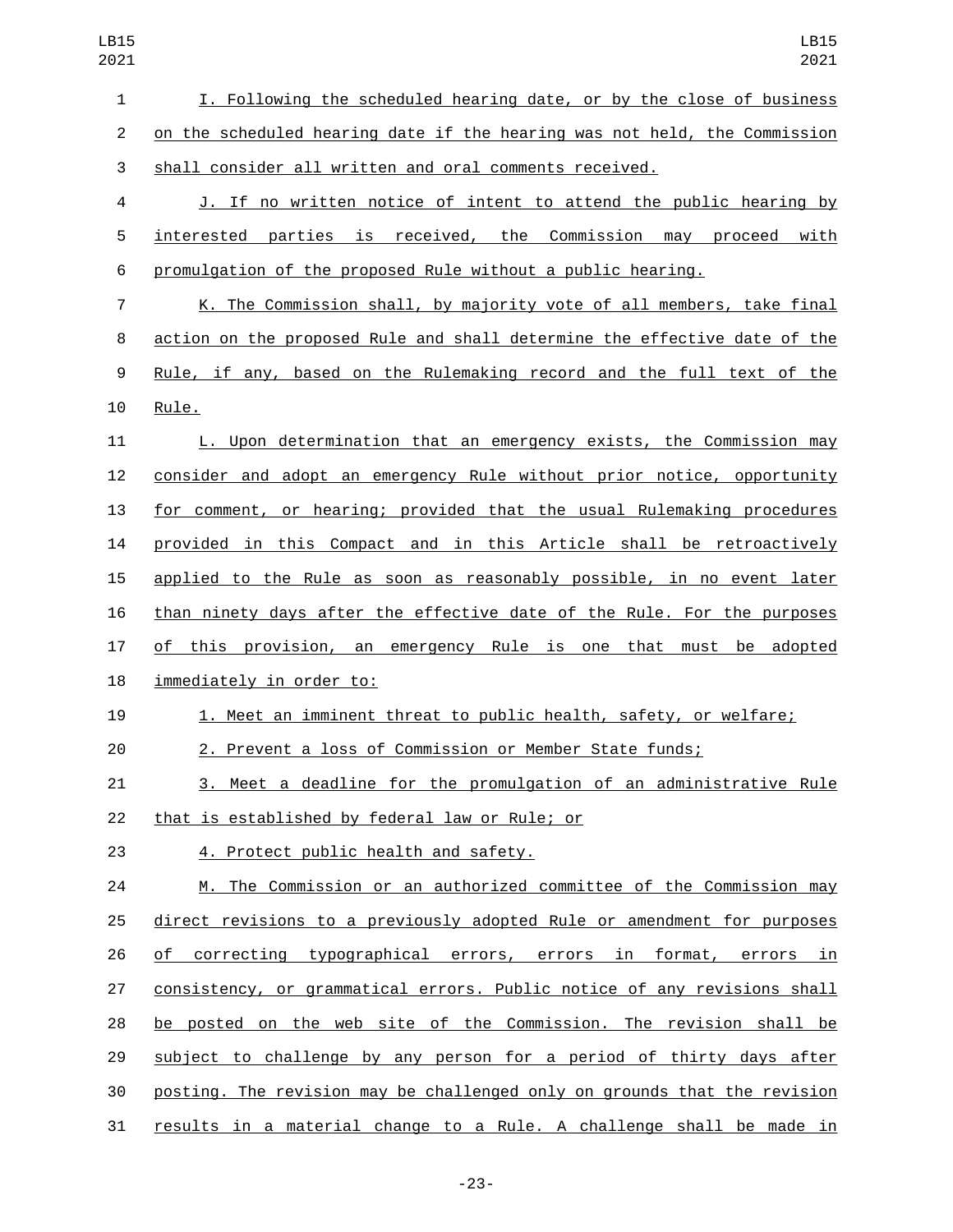I. Following the scheduled hearing date, or by the close of business on the scheduled hearing date if the hearing was not held, the Commission shall consider all written and oral comments received.

J. If no written notice of intent to attend the public hearing by interested parties is received, the Commission may proceed with promulgation of the proposed Rule without a public hearing.

K. The Commission shall, by majority vote of all members, take final action on the proposed Rule and shall determine the effective date of the Rule, if any, based on the Rulemaking record and the full text of the Rule.

L. Upon determination that an emergency exists, the Commission may consider and adopt an emergency Rule without prior notice, opportunity for comment, or hearing; provided that the usual Rulemaking procedures provided in this Compact and in this Article shall be retroactively applied to the Rule as soon as reasonably possible, in no event later than ninety days after the effective date of the Rule. For the purposes of this provision, an emergency Rule is one that must be adopted immediately in order to:

1. Meet an imminent threat to public health, safety, or welfare;

2. Prevent a loss of Commission or Member State funds;

3. Meet a deadline for the promulgation of an administrative Rule that is established by federal law or Rule; or

4. Protect public health and safety.

M. The Commission or an authorized committee of the Commission may direct revisions to a previously adopted Rule or amendment for purposes of correcting typographical errors, errors in format, errors in consistency, or grammatical errors. Public notice of any revisions shall be posted on the web site of the Commission. The revision shall be subject to challenge by any person for a period of thirty days after posting. The revision may be challenged only on grounds that the revision results in a material change to a Rule. A challenge shall be made in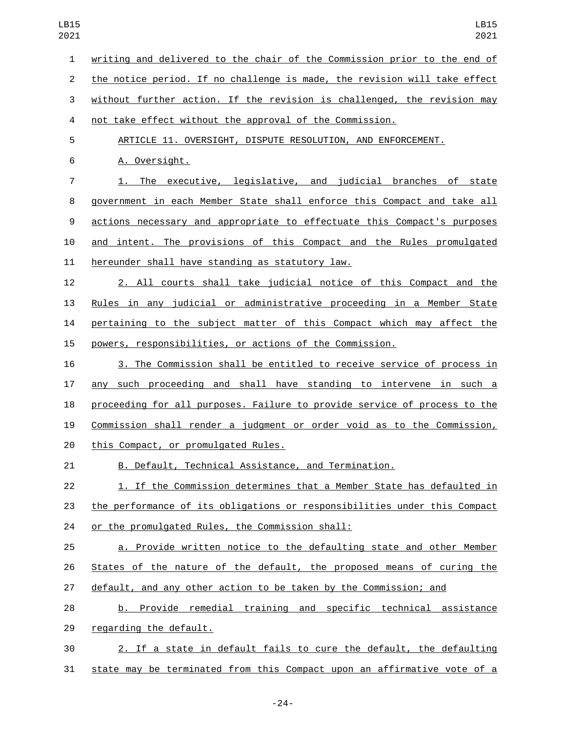writing and delivered to the chair of the Commission prior to the end of the notice period. If no challenge is made, the revision will take effect without further action. If the revision is challenged, the revision may not take effect without the approval of the Commission.

ARTICLE 11. OVERSIGHT, DISPUTE RESOLUTION, AND ENFORCEMENT.

A. Oversight.

1. The executive, legislative, and judicial branches of state government in each Member State shall enforce this Compact and take all actions necessary and appropriate to effectuate this Compact's purposes and intent. The provisions of this Compact and the Rules promulgated hereunder shall have standing as statutory law.

2. All courts shall take judicial notice of this Compact and the Rules in any judicial or administrative proceeding in a Member State pertaining to the subject matter of this Compact which may affect the powers, responsibilities, or actions of the Commission.

3. The Commission shall be entitled to receive service of process in any such proceeding and shall have standing to intervene in such a proceeding for all purposes. Failure to provide service of process to the Commission shall render a judgment or order void as to the Commission, this Compact, or promulgated Rules.

B. Default, Technical Assistance, and Termination.

1. If the Commission determines that a Member State has defaulted in the performance of its obligations or responsibilities under this Compact or the promulgated Rules, the Commission shall:

a. Provide written notice to the defaulting state and other Member States of the nature of the default, the proposed means of curing the default, and any other action to be taken by the Commission; and

b. Provide remedial training and specific technical assistance regarding the default.

2. If a state in default fails to cure the default, the defaulting state may be terminated from this Compact upon an affirmative vote of a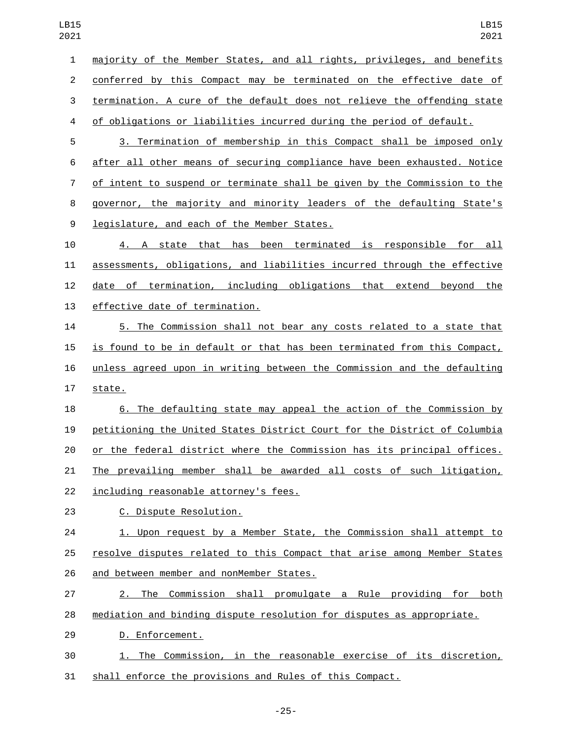majority of the Member States, and all rights, privileges, and benefits conferred by this Compact may be terminated on the effective date of termination. A cure of the default does not relieve the offending state of obligations or liabilities incurred during the period of default.

3. Termination of membership in this Compact shall be imposed only after all other means of securing compliance have been exhausted. Notice of intent to suspend or terminate shall be given by the Commission to the governor, the majority and minority leaders of the defaulting State's legislature, and each of the Member States.

4. A state that has been terminated is responsible for all assessments, obligations, and liabilities incurred through the effective date of termination, including obligations that extend beyond the effective date of termination.

5. The Commission shall not bear any costs related to a state that is found to be in default or that has been terminated from this Compact, unless agreed upon in writing between the Commission and the defaulting state.

6. The defaulting state may appeal the action of the Commission by petitioning the United States District Court for the District of Columbia or the federal district where the Commission has its principal offices. The prevailing member shall be awarded all costs of such litigation, including reasonable attorney's fees.

C. Dispute Resolution.

1. Upon request by a Member State, the Commission shall attempt to resolve disputes related to this Compact that arise among Member States and between member and nonMember States.

2. The Commission shall promulgate a Rule providing for both mediation and binding dispute resolution for disputes as appropriate.

D. Enforcement.

1. The Commission, in the reasonable exercise of its discretion, shall enforce the provisions and Rules of this Compact.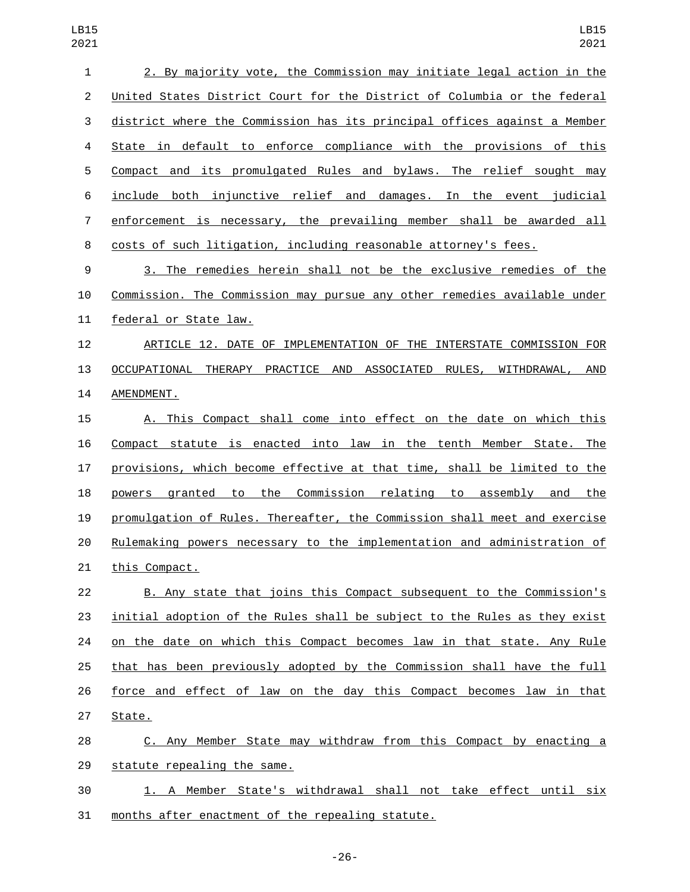2. By majority vote, the Commission may initiate legal action in the United States District Court for the District of Columbia or the federal district where the Commission has its principal offices against a Member State in default to enforce compliance with the provisions of this Compact and its promulgated Rules and bylaws. The relief sought may include both injunctive relief and damages. In the event judicial enforcement is necessary, the prevailing member shall be awarded all costs of such litigation, including reasonable attorney's fees.

3. The remedies herein shall not be the exclusive remedies of the Commission. The Commission may pursue any other remedies available under federal or State law.

ARTICLE 12. DATE OF IMPLEMENTATION OF THE INTERSTATE COMMISSION FOR OCCUPATIONAL THERAPY PRACTICE AND ASSOCIATED RULES, WITHDRAWAL, AND AMENDMENT.

A. This Compact shall come into effect on the date on which this Compact statute is enacted into law in the tenth Member State. The provisions, which become effective at that time, shall be limited to the powers granted to the Commission relating to assembly and the promulgation of Rules. Thereafter, the Commission shall meet and exercise Rulemaking powers necessary to the implementation and administration of this Compact.

B. Any state that joins this Compact subsequent to the Commission's initial adoption of the Rules shall be subject to the Rules as they exist on the date on which this Compact becomes law in that state. Any Rule that has been previously adopted by the Commission shall have the full force and effect of law on the day this Compact becomes law in that State.

C. Any Member State may withdraw from this Compact by enacting a statute repealing the same.

1. A Member State's withdrawal shall not take effect until six months after enactment of the repealing statute.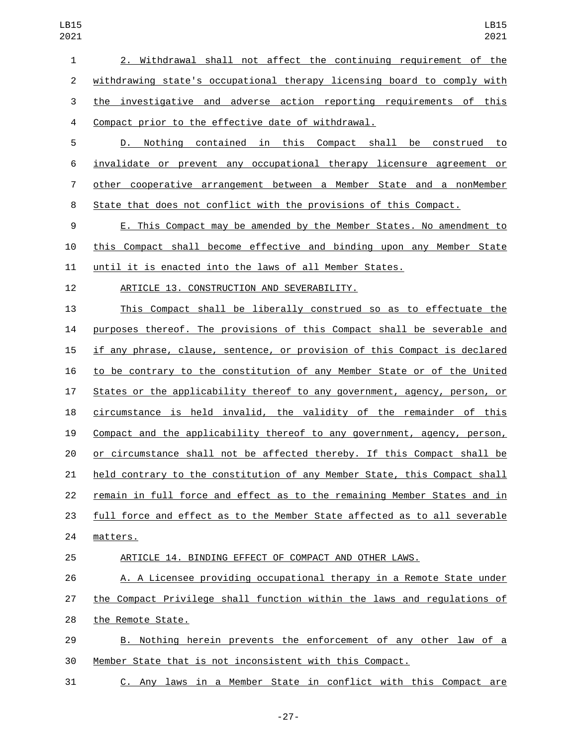2. Withdrawal shall not affect the continuing requirement of the withdrawing state's occupational therapy licensing board to comply with the investigative and adverse action reporting requirements of this Compact prior to the effective date of withdrawal.

D. Nothing contained in this Compact shall be construed to invalidate or prevent any occupational therapy licensure agreement or other cooperative arrangement between a Member State and a nonMember State that does not conflict with the provisions of this Compact.

E. This Compact may be amended by the Member States. No amendment to this Compact shall become effective and binding upon any Member State until it is enacted into the laws of all Member States.

ARTICLE 13. CONSTRUCTION AND SEVERABILITY.

This Compact shall be liberally construed so as to effectuate the purposes thereof. The provisions of this Compact shall be severable and if any phrase, clause, sentence, or provision of this Compact is declared to be contrary to the constitution of any Member State or of the United States or the applicability thereof to any government, agency, person, or circumstance is held invalid, the validity of the remainder of this Compact and the applicability thereof to any government, agency, person, or circumstance shall not be affected thereby. If this Compact shall be held contrary to the constitution of any Member State, this Compact shall remain in full force and effect as to the remaining Member States and in full force and effect as to the Member State affected as to all severable matters.

ARTICLE 14. BINDING EFFECT OF COMPACT AND OTHER LAWS.

A. A Licensee providing occupational therapy in a Remote State under the Compact Privilege shall function within the laws and regulations of the Remote State.

B. Nothing herein prevents the enforcement of any other law of a Member State that is not inconsistent with this Compact.

C. Any laws in a Member State in conflict with this Compact are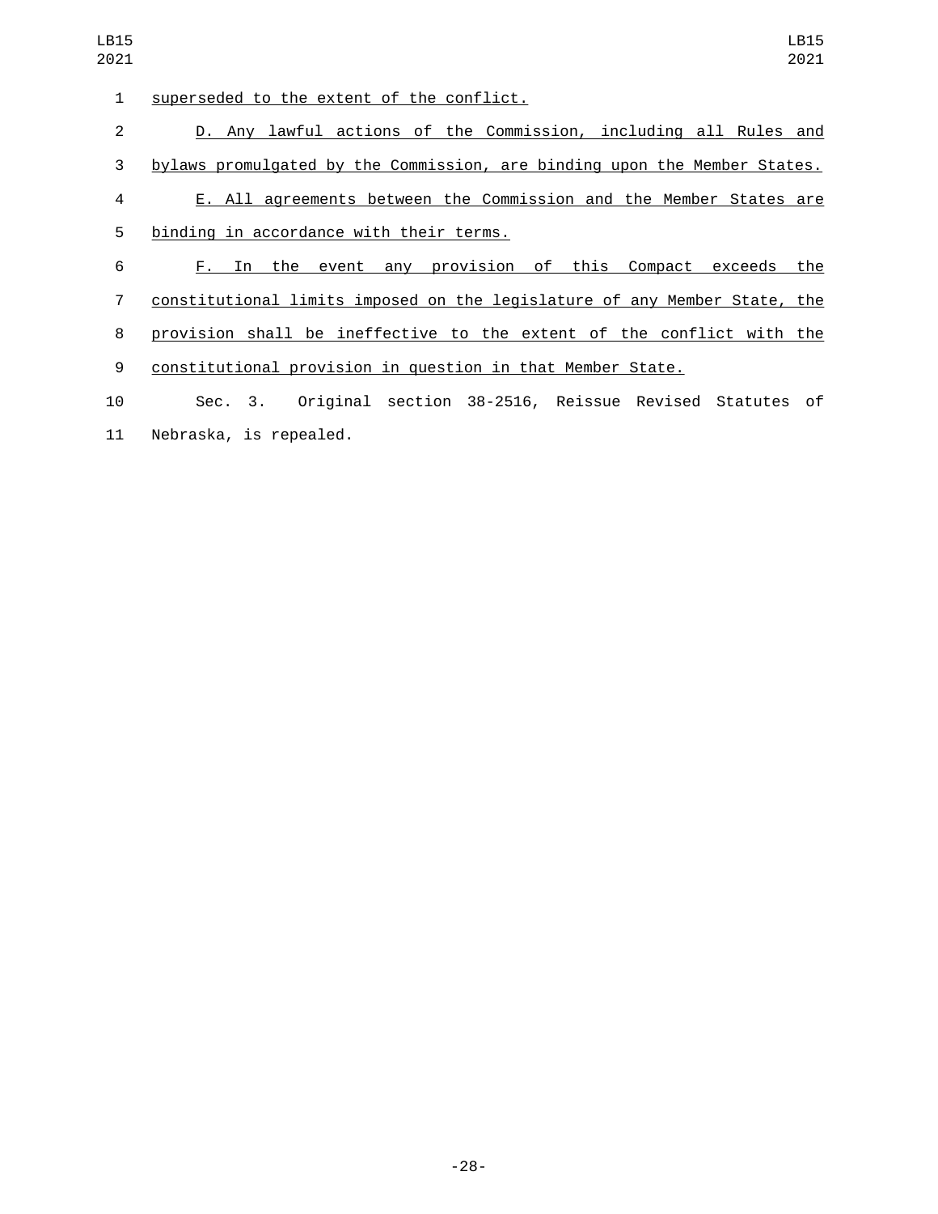superseded to the extent of the conflict.

D. Any lawful actions of the Commission, including all Rules and bylaws promulgated by the Commission, are binding upon the Member States.

E. All agreements between the Commission and the Member States are binding in accordance with their terms.

F. In the event any provision of this Compact exceeds the constitutional limits imposed on the legislature of any Member State, the provision shall be ineffective to the extent of the conflict with the constitutional provision in question in that Member State.

Sec. 3. Original section 38-2516, Reissue Revised Statutes of Nebraska, is repealed.